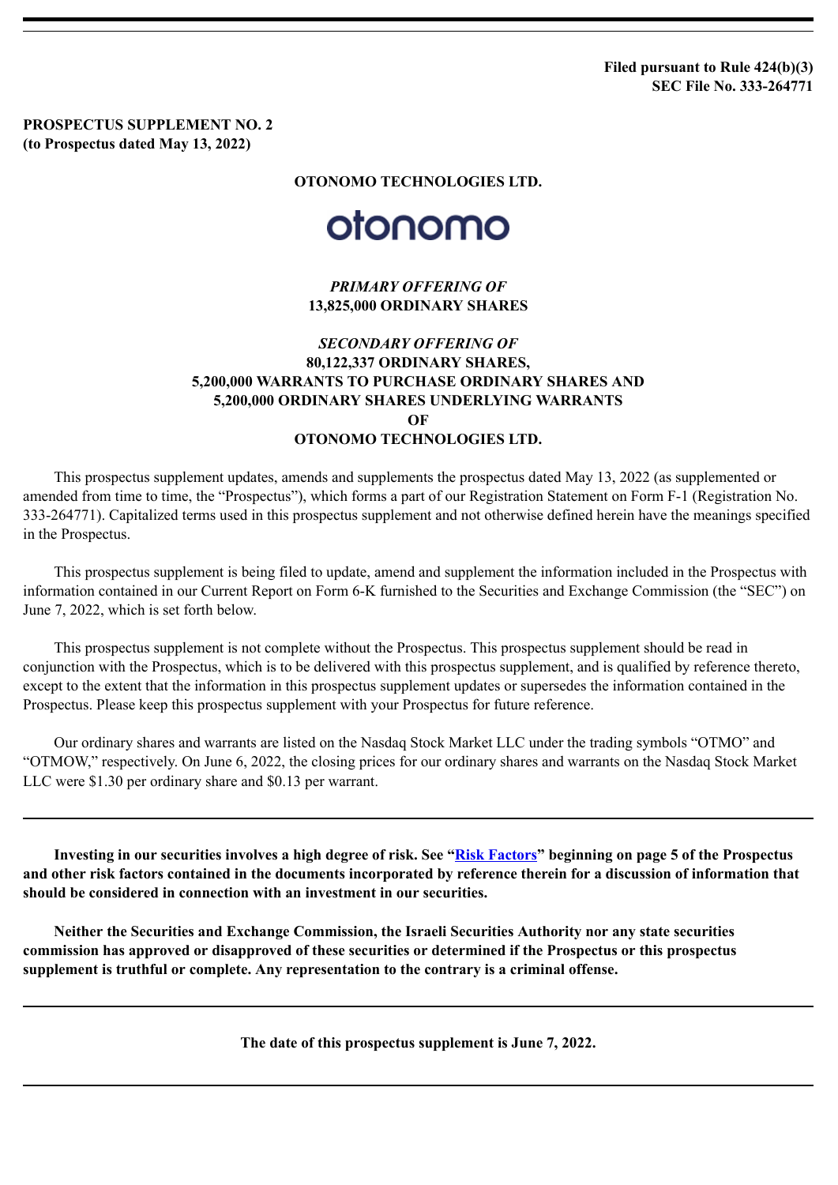**Filed pursuant to Rule 424(b)(3)**
**SEC File No. 333-264771**

**PROSPECTUS SUPPLEMENT NO. 2**
**(to Prospectus dated May 13, 2022)**

**OTONOMO TECHNOLOGIES LTD.**

otonomo

***PRIMARY OFFERING OF***
**13,825,000 ORDINARY SHARES**

***SECONDARY OFFERING OF***
**80,122,337 ORDINARY SHARES,**
**5,200,000 WARRANTS TO PURCHASE ORDINARY SHARES AND**
**5,200,000 ORDINARY SHARES UNDERLYING WARRANTS**
**OF**
**OTONOMO TECHNOLOGIES LTD.**

This prospectus supplement updates, amends and supplements the prospectus dated May 13, 2022 (as supplemented or amended from time to time, the "Prospectus"), which forms a part of our Registration Statement on Form F-1 (Registration No. 333-264771). Capitalized terms used in this prospectus supplement and not otherwise defined herein have the meanings specified in the Prospectus.

This prospectus supplement is being filed to update, amend and supplement the information included in the Prospectus with information contained in our Current Report on Form 6-K furnished to the Securities and Exchange Commission (the "SEC") on June 7, 2022, which is set forth below.

This prospectus supplement is not complete without the Prospectus. This prospectus supplement should be read in conjunction with the Prospectus, which is to be delivered with this prospectus supplement, and is qualified by reference thereto, except to the extent that the information in this prospectus supplement updates or supersedes the information contained in the Prospectus. Please keep this prospectus supplement with your Prospectus for future reference.

Our ordinary shares and warrants are listed on the Nasdaq Stock Market LLC under the trading symbols "OTMO" and "OTMOW," respectively. On June 6, 2022, the closing prices for our ordinary shares and warrants on the Nasdaq Stock Market LLC were $1.30 per ordinary share and $0.13 per warrant.

**Investing in our securities involves a high degree of risk. See "Risk Factors" beginning on page 5 of the Prospectus and other risk factors contained in the documents incorporated by reference therein for a discussion of information that should be considered in connection with an investment in our securities.**

**Neither the Securities and Exchange Commission, the Israeli Securities Authority nor any state securities commission has approved or disapproved of these securities or determined if the Prospectus or this prospectus supplement is truthful or complete. Any representation to the contrary is a criminal offense.**

**The date of this prospectus supplement is June 7, 2022.**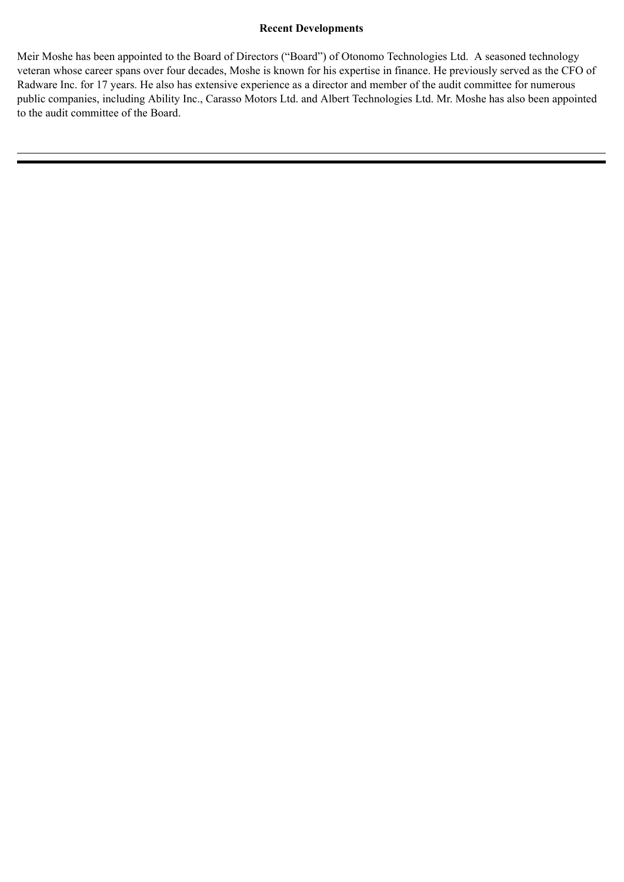**Recent Developments**

Meir Moshe has been appointed to the Board of Directors ("Board") of Otonomo Technologies Ltd. A seasoned technology veteran whose career spans over four decades, Moshe is known for his expertise in finance. He previously served as the CFO of Radware Inc. for 17 years. He also has extensive experience as a director and member of the audit committee for numerous public companies, including Ability Inc., Carasso Motors Ltd. and Albert Technologies Ltd. Mr. Moshe has also been appointed to the audit committee of the Board.